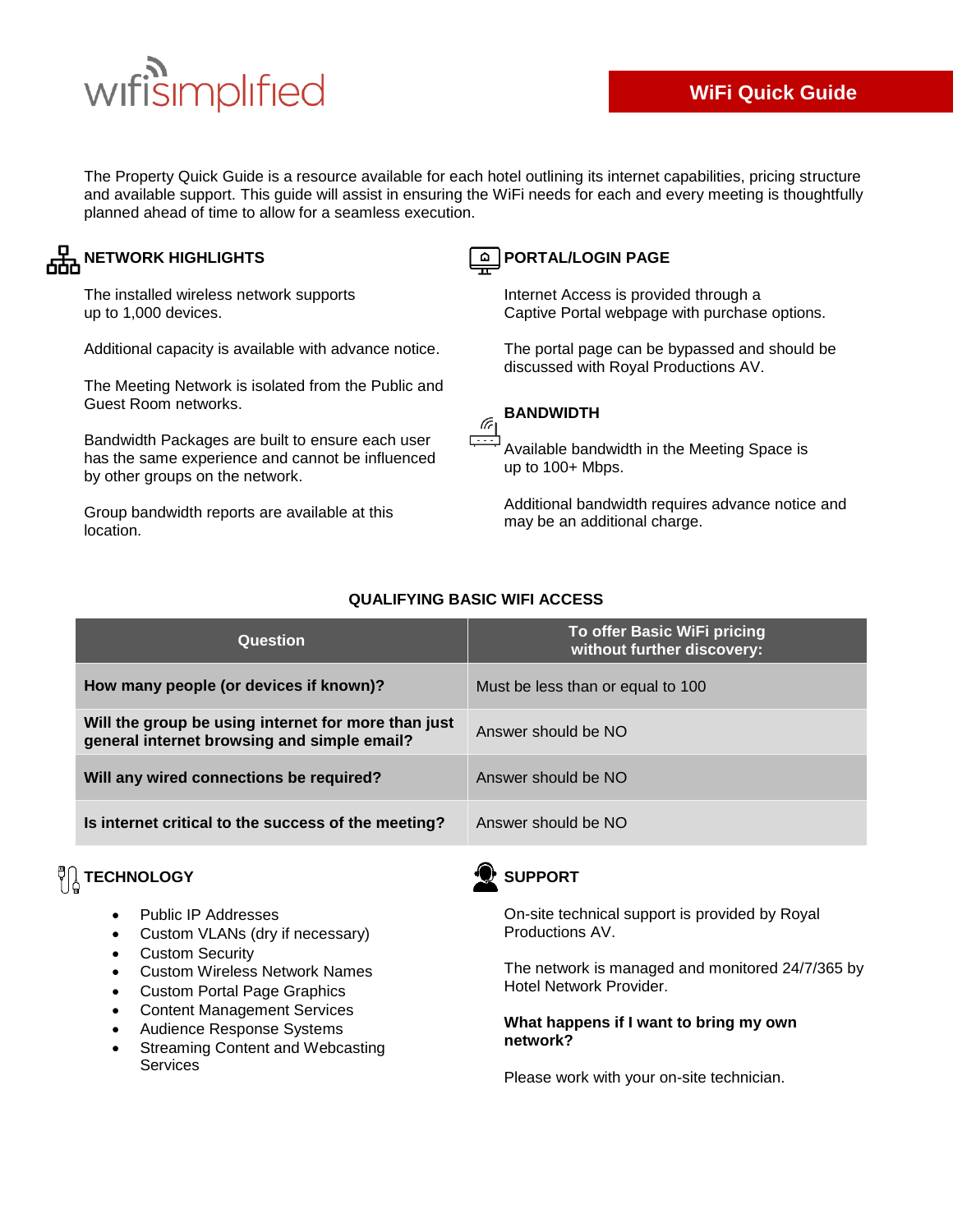wifisimplified

# WiFi Quick Guide

The Property Quick Guide is a resource available for each hotel outlining its internet capabilities, pricing structure and available support. This guide will assist in ensuring the WiFi needs for each and every meeting is thoughtfully planned ahead of time to allow for a seamless execution.

## NETWORK HIGHLIGHTS

The installed wireless network supports up to 1,000 devices.

Additional capacity is available with advance notice.

The Meeting Network is isolated from the Public and Guest Room networks.

Bandwidth Packages are built to ensure each user has the same experience and cannot be influenced by other groups on the network.

Group bandwidth reports are available at this location.

## PORTAL/LOGIN PAGE

Internet Access is provided through a Captive Portal webpage with purchase options.

The portal page can be bypassed and should be discussed with Royal Productions AV.

## BANDWIDTH

Available bandwidth in the Meeting Space is up to 100+ Mbps.

Additional bandwidth requires advance notice and may be an additional charge.

## QUALIFYING BASIC WIFI ACCESS

| Question | To offer Basic WiFi pricing without further discovery: |
|---|---|
| **How many people (or devices if known)?** | Must be less than or equal to 100 |
| **Will the group be using internet for more than just general internet browsing and simple email?** | Answer should be NO |
| **Will any wired connections be required?** | Answer should be NO |
| **Is internet critical to the success of the meeting?** | Answer should be NO |

## TECHNOLOGY

- Public IP Addresses
- Custom VLANs (dry if necessary)
- Custom Security
- Custom Wireless Network Names
- Custom Portal Page Graphics
- Content Management Services
- Audience Response Systems
- Streaming Content and Webcasting Services

## SUPPORT

On-site technical support is provided by Royal Productions AV.

The network is managed and monitored 24/7/365 by Hotel Network Provider.

**What happens if I want to bring my own network?**

Please work with your on-site technician.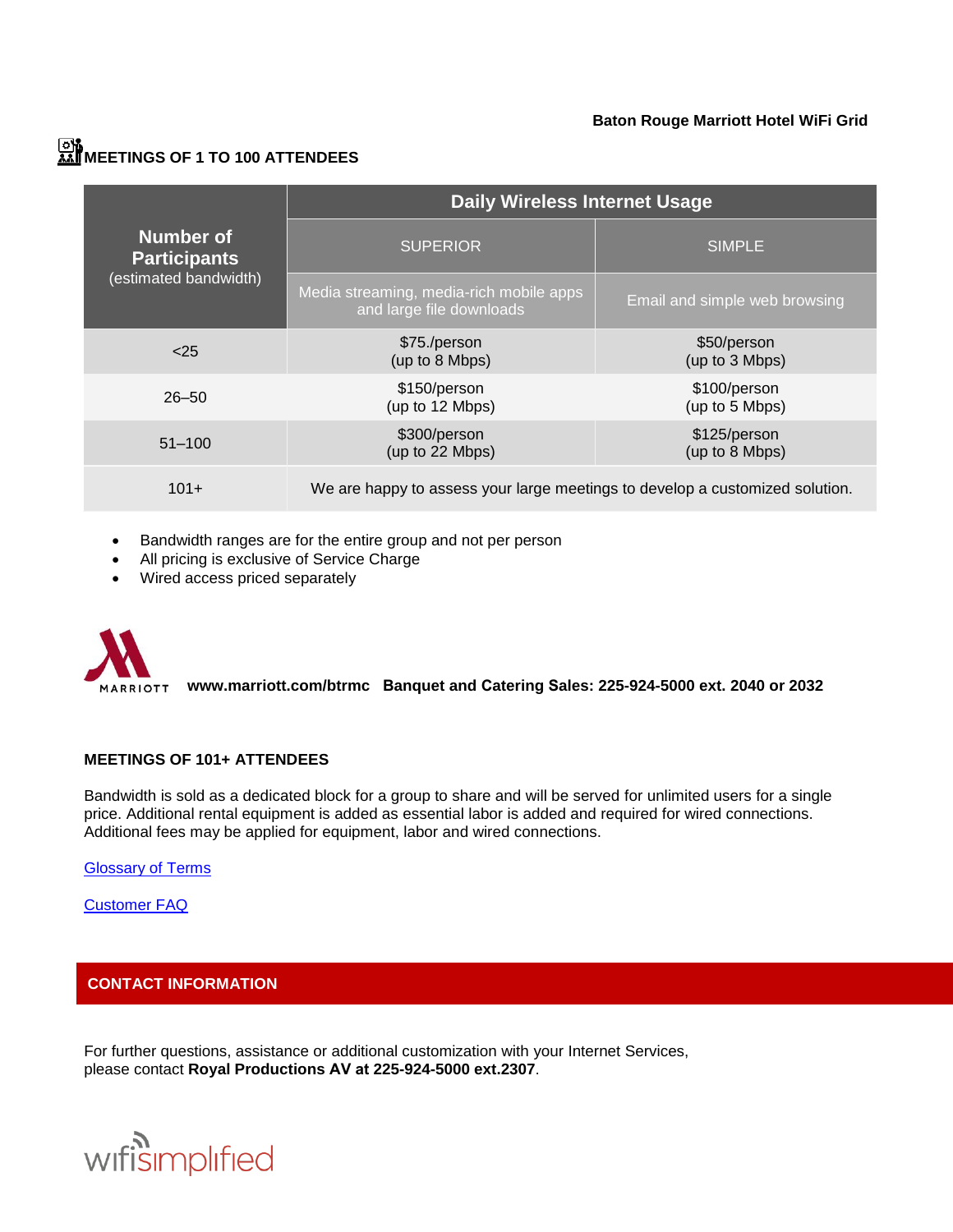**Baton Rouge Marriott Hotel WiFi Grid**

## MEETINGS OF 1 TO 100 ATTENDEES

| Number of Participants (estimated bandwidth) | Daily Wireless Internet Usage | |
|---|---|---|
| | SUPERIOR | SIMPLE |
| | Media streaming, media-rich mobile apps and large file downloads | Email and simple web browsing |
| <25 | $75./person (up to 8 Mbps) | $50/person (up to 3 Mbps) |
| 26–50 | $150/person (up to 12 Mbps) | $100/person (up to 5 Mbps) |
| 51–100 | $300/person (up to 22 Mbps) | $125/person (up to 8 Mbps) |
| 101+ | We are happy to assess your large meetings to develop a customized solution. | |

- Bandwidth ranges are for the entire group and not per person
- All pricing is exclusive of Service Charge
- Wired access priced separately

MARRIOTT **www.marriott.com/btrmc Banquet and Catering Sales: 225-924-5000 ext. 2040 or 2032**

## MEETINGS OF 101+ ATTENDEES

Bandwidth is sold as a dedicated block for a group to share and will be served for unlimited users for a single price. Additional rental equipment is added as essential labor is added and required for wired connections. Additional fees may be applied for equipment, labor and wired connections.

Glossary of Terms

Customer FAQ

## CONTACT INFORMATION

For further questions, assistance or additional customization with your Internet Services, please contact **Royal Productions AV at 225-924-5000 ext.2307**.

wifisimplified